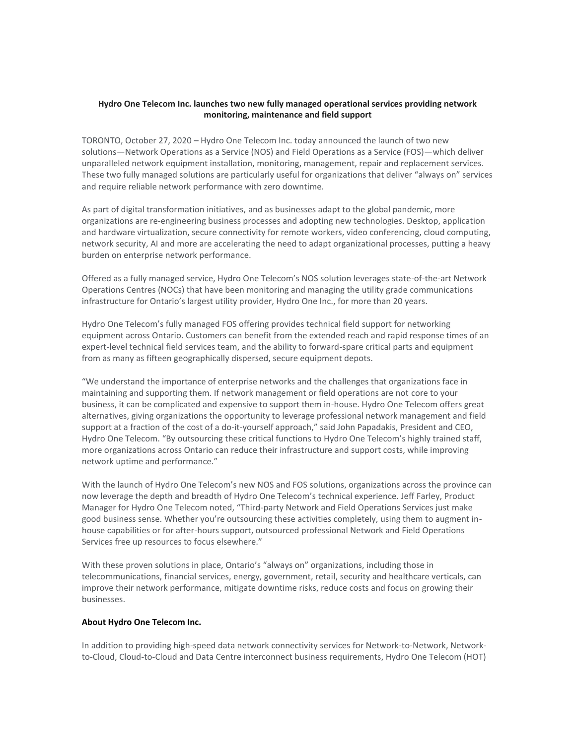**Hydro One Telecom Inc. launches two new fully managed operational services providing network monitoring, maintenance and field support**

TORONTO, October 27, 2020 – Hydro One Telecom Inc. today announced the launch of two new solutions—Network Operations as a Service (NOS) and Field Operations as a Service (FOS)—which deliver unparalleled network equipment installation, monitoring, management, repair and replacement services. These two fully managed solutions are particularly useful for organizations that deliver "always on" services and require reliable network performance with zero downtime.

As part of digital transformation initiatives, and as businesses adapt to the global pandemic, more organizations are re-engineering business processes and adopting new technologies. Desktop, application and hardware virtualization, secure connectivity for remote workers, video conferencing, cloud computing, network security, AI and more are accelerating the need to adapt organizational processes, putting a heavy burden on enterprise network performance.

Offered as a fully managed service, Hydro One Telecom's NOS solution leverages state-of-the-art Network Operations Centres (NOCs) that have been monitoring and managing the utility grade communications infrastructure for Ontario's largest utility provider, Hydro One Inc., for more than 20 years.

Hydro One Telecom's fully managed FOS offering provides technical field support for networking equipment across Ontario. Customers can benefit from the extended reach and rapid response times of an expert-level technical field services team, and the ability to forward-spare critical parts and equipment from as many as fifteen geographically dispersed, secure equipment depots.

"We understand the importance of enterprise networks and the challenges that organizations face in maintaining and supporting them. If network management or field operations are not core to your business, it can be complicated and expensive to support them in-house. Hydro One Telecom offers great alternatives, giving organizations the opportunity to leverage professional network management and field support at a fraction of the cost of a do-it-yourself approach," said John Papadakis, President and CEO, Hydro One Telecom. "By outsourcing these critical functions to Hydro One Telecom's highly trained staff, more organizations across Ontario can reduce their infrastructure and support costs, while improving network uptime and performance."

With the launch of Hydro One Telecom's new NOS and FOS solutions, organizations across the province can now leverage the depth and breadth of Hydro One Telecom's technical experience. Jeff Farley, Product Manager for Hydro One Telecom noted, "Third-party Network and Field Operations Services just make good business sense. Whether you're outsourcing these activities completely, using them to augment in-house capabilities or for after-hours support, outsourced professional Network and Field Operations Services free up resources to focus elsewhere."

With these proven solutions in place, Ontario's "always on" organizations, including those in telecommunications, financial services, energy, government, retail, security and healthcare verticals, can improve their network performance, mitigate downtime risks, reduce costs and focus on growing their businesses.

**About Hydro One Telecom Inc.**

In addition to providing high-speed data network connectivity services for Network-to-Network, Network-to-Cloud, Cloud-to-Cloud and Data Centre interconnect business requirements, Hydro One Telecom (HOT)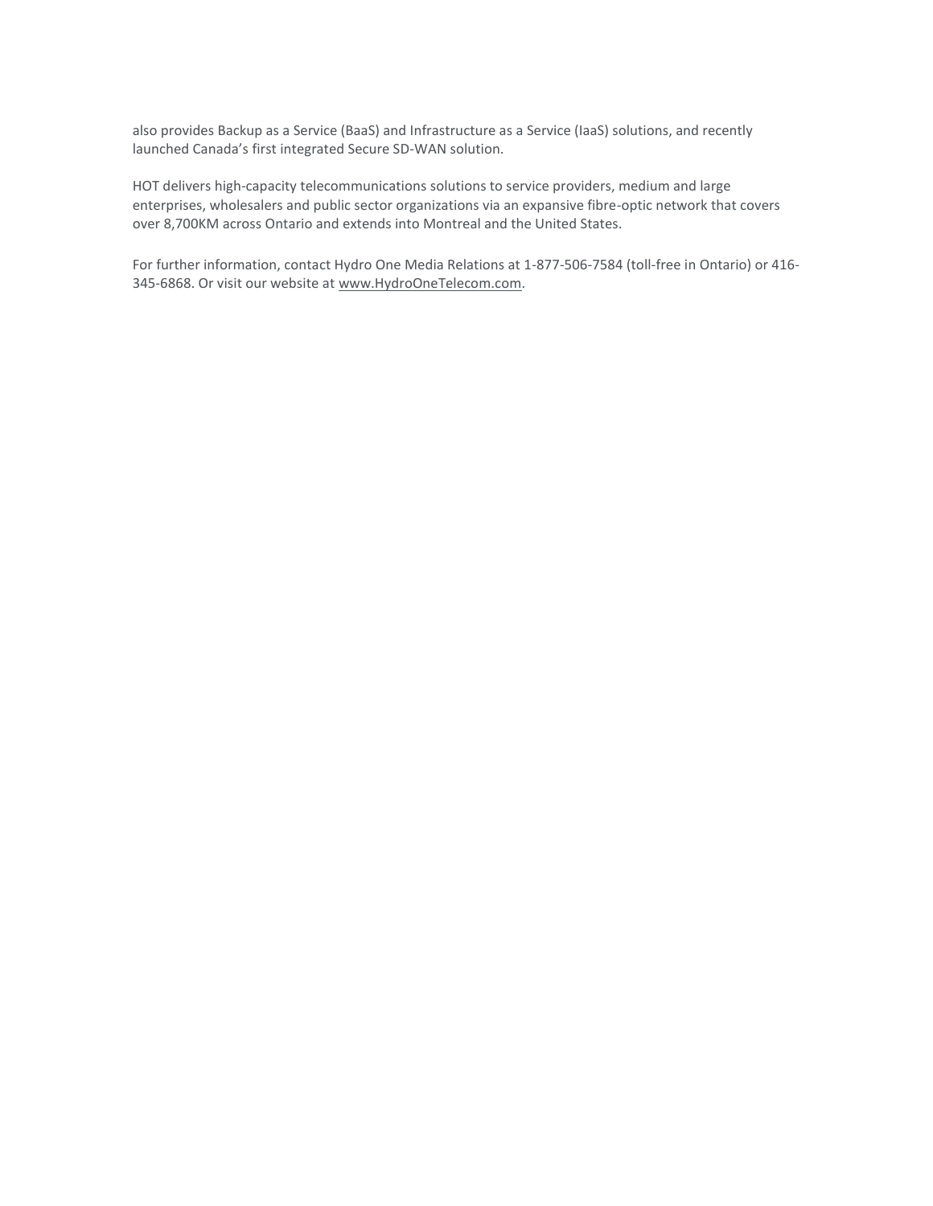also provides Backup as a Service (BaaS) and Infrastructure as a Service (IaaS) solutions, and recently launched Canada's first integrated Secure SD-WAN solution.

HOT delivers high-capacity telecommunications solutions to service providers, medium and large enterprises, wholesalers and public sector organizations via an expansive fibre-optic network that covers over 8,700KM across Ontario and extends into Montreal and the United States.

For further information, contact Hydro One Media Relations at 1-877-506-7584 (toll-free in Ontario) or 416-345-6868. Or visit our website at www.HydroOneTelecom.com.